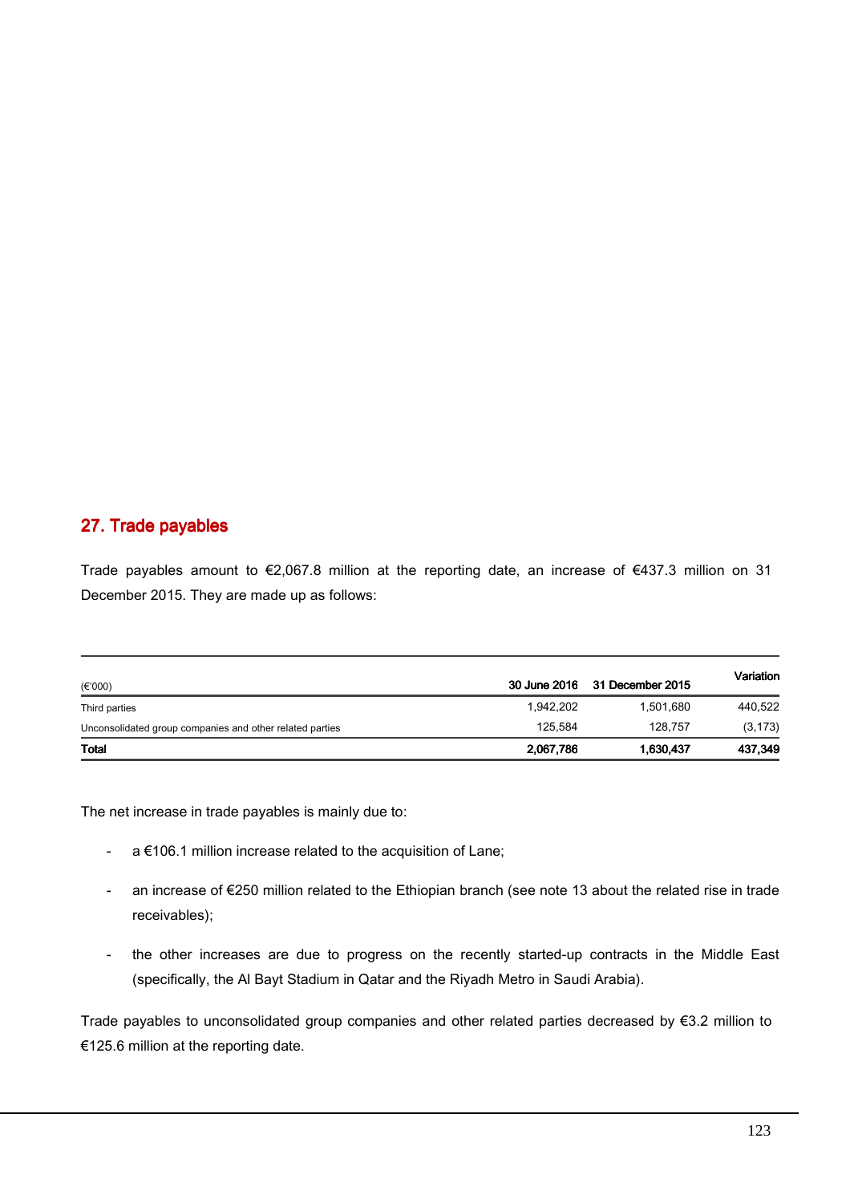## 27. Trade payables

Trade payables amount to €2,067.8 million at the reporting date, an increase of €437.3 million on 31 December 2015. They are made up as follows:

| (€'000) | 30 June 2016 | 31 December 2015 | Variation |
|---|---|---|---|
| Third parties | 1,942,202 | 1,501,680 | 440,522 |
| Unconsolidated group companies and other related parties | 125,584 | 128,757 | (3,173) |
| **Total** | **2,067,786** | **1,630,437** | **437,349** |

The net increase in trade payables is mainly due to:

- a €106.1 million increase related to the acquisition of Lane;
- an increase of €250 million related to the Ethiopian branch (see note 13 about the related rise in trade receivables);
- the other increases are due to progress on the recently started-up contracts in the Middle East (specifically, the Al Bayt Stadium in Qatar and the Riyadh Metro in Saudi Arabia).

Trade payables to unconsolidated group companies and other related parties decreased by €3.2 million to €125.6 million at the reporting date.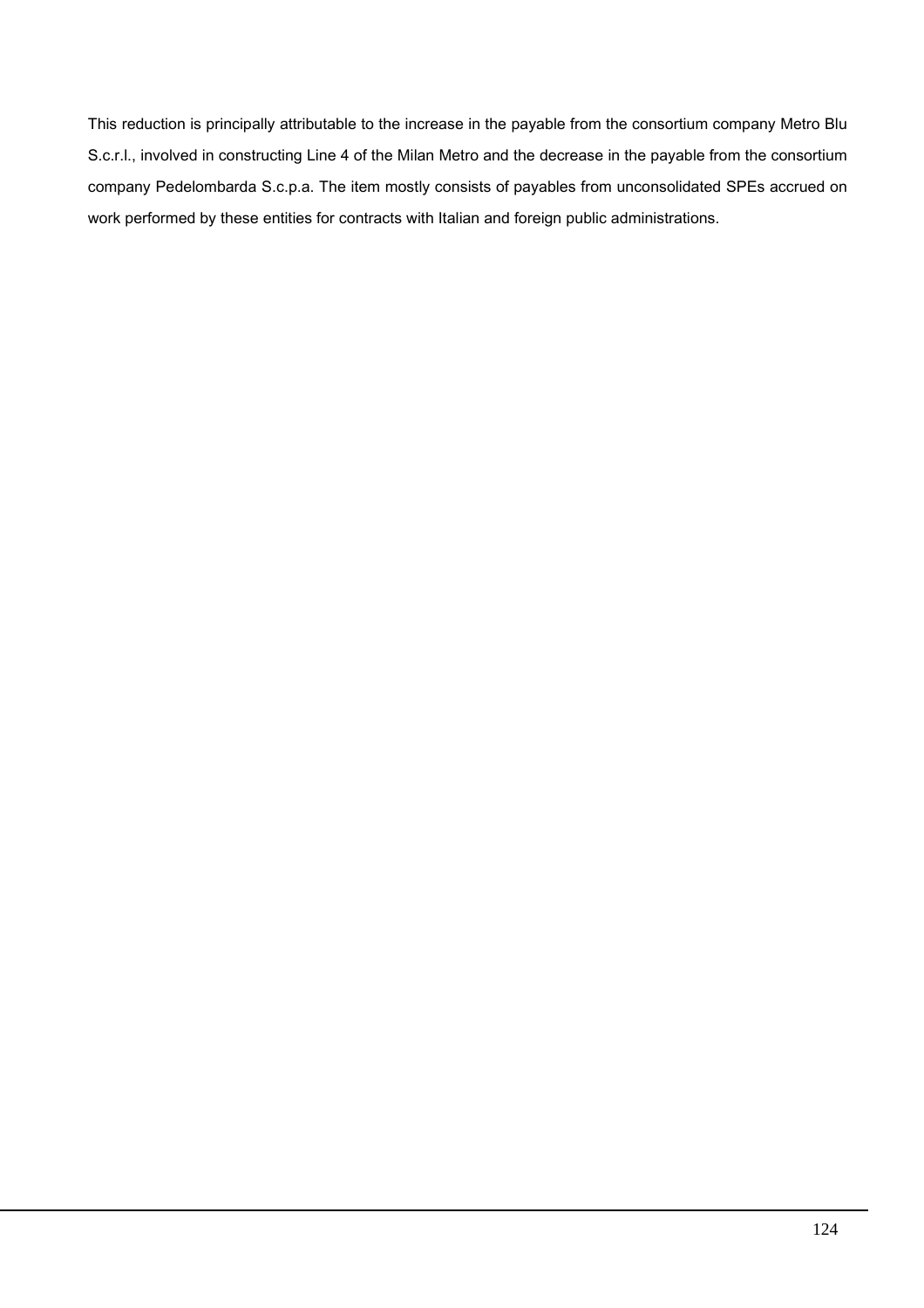This reduction is principally attributable to the increase in the payable from the consortium company Metro Blu S.c.r.l., involved in constructing Line 4 of the Milan Metro and the decrease in the payable from the consortium company Pedelombarda S.c.p.a. The item mostly consists of payables from unconsolidated SPEs accrued on work performed by these entities for contracts with Italian and foreign public administrations.